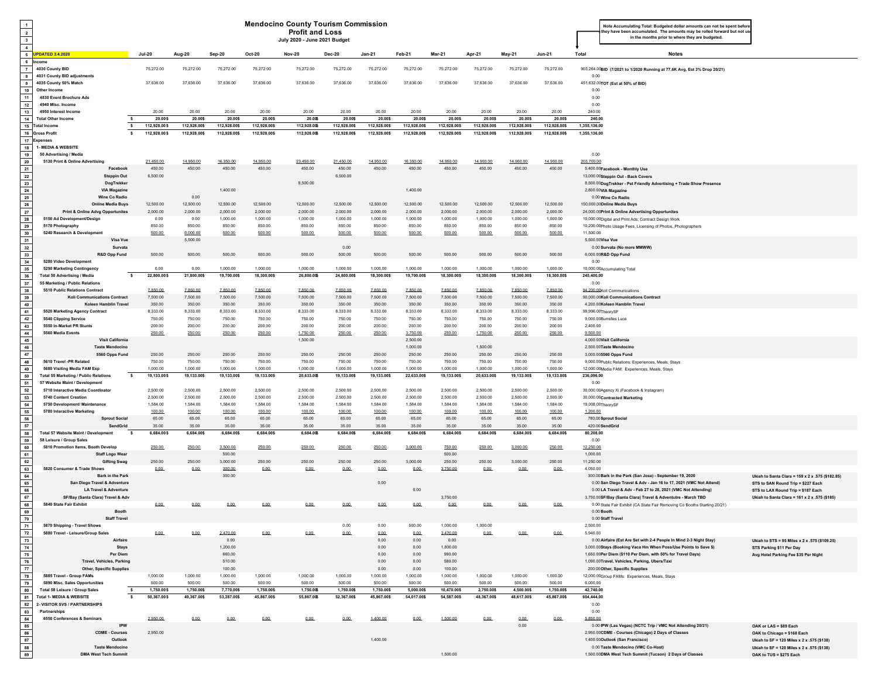# Mendocino County Tourism Commission

## Profit and Loss

### July 2020 - June 2021 Budget

Note Accumulating Total: Budgeted dollar amounts can not be spent before they have been accumulated. The amounts may be rolled forward but not used in the months prior to where they are budgeted.

| UPDATED 3.4.2020 | Jul-20 | Aug-20 | Sep-20 | Oct-20 | Nov-20 | Dec-20 | Jan-21 | Feb-21 | Mar-21 | Apr-21 | May-21 | Jun-21 | Total | Notes | |
|---|---|---|---|---|---|---|---|---|---|---|---|---|---|---|---|
| Income | | | | | | | | | | | | | | | |
| 4030 County BID | 75,272.00 | 75,272.00 | 75,272.00 | 75,272.00 | 75,272.00 | 75,272.00 | 75,272.00 | 75,272.00 | 75,272.00 | 75,272.00 | 75,272.00 | 75,272.00 | 903,264.00 | BID (7/2021 to 1/2020 Running at 77.6K Avg, Est 3% Drop 20/21) | |
| 4031 County BID adjustments | | | | | | | | | | | | | 0.00 | | |
| 4035 County 50% Match | 37,636.00 | 37,636.00 | 37,636.00 | 37,636.00 | 37,636.00 | 37,636.00 | 37,636.00 | 37,636.00 | 37,636.00 | 37,636.00 | 37,636.00 | 37,636.00 | 451,632.00 | TOT (Est at 50% of BID) | |
| Other Income | | | | | | | | | | | | | 0.00 | | |
| 4830 Event Brochure Ads | | | | | | | | | | | | | 0.00 | | |
| 4940 Misc. Income | | | | | | | | | | | | | 0.00 | | |
| 4950 Interest Income | 20.00 | 20.00 | 20.00 | 20.00 | 20.00 | 20.00 | 20.00 | 20.00 | 20.00 | 20.00 | 20.00 | 20.00 | 240.00 | | |
| Total Other Income | $ 20.00 | $ 20.00 | $ 20.00 | $ 20.00 | $ 20.00 | $ 20.00 | $ 20.00 | $ 20.00 | $ 20.00 | $ 20.00 | $ 20.00 | $ 20.00 | $ 240.00 | | |
| Total Income | $ 112,928.00 | $ 112,928.00 | $ 112,928.00 | $ 112,928.00 | $ 112,928.00 | $ 112,928.00 | $ 112,928.00 | $ 112,928.00 | $ 112,928.00 | $ 112,928.00 | $ 112,928.00 | $ 112,928.00 | $ 1,355,136.00 | | |
| Gross Profit | $ 112,928.00 | $ 112,928.00 | $ 112,928.00 | $ 112,928.00 | $ 112,928.00 | $ 112,928.00 | $ 112,928.00 | $ 112,928.00 | $ 112,928.00 | $ 112,928.00 | $ 112,928.00 | $ 112,928.00 | $ 1,355,136.00 | | |
| Expenses | | | | | | | | | | | | | | | |
| 1- MEDIA & WEBSITE | | | | | | | | | | | | | | | |
| 50 Advertising / Media | | | | | | | | | | | | | 0.00 | | |
| 5130 Print & Online Advertising | 21,450.00 | 14,950.00 | 16,350.00 | 14,950.00 | 23,450.00 | 21,450.00 | 14,950.00 | 16,350.00 | 14,950.00 | 14,950.00 | 14,950.00 | 14,950.00 | 203,700.00 | | |
| Facebook | 450.00 | 450.00 | 450.00 | 450.00 | 450.00 | 450.00 | 450.00 | 450.00 | 450.00 | 450.00 | 450.00 | 450.00 | 5,400.00 | Facebook - Monthly Use | |
| Steppin Out | 6,500.00 | | | | | 6,500.00 | | | | | | | 13,000.00 | Steppin Out - Back Covers | |
| DogTrekker | | | | | 8,500.00 | | | | | | | | 8,500.00 | DogTrekker - Pet Friendly Advertising + Trade Show Presence | |
| VIA Magazine | | | 1,400.00 | | | | | 1,400.00 | | | | | 2,800.00 | VIA Magazine | |
| Wine Co Radio | | 0.00 | | | | | | | | | | | 0.00 | Wine Co Radio | |
| Online Media Buys | 12,500.00 | 12,500.00 | 12,500.00 | 12,500.00 | 12,500.00 | 12,500.00 | 12,500.00 | 12,500.00 | 12,500.00 | 12,500.00 | 12,500.00 | 12,500.00 | 150,000.00 | Online Media Buys | |
| Print & Online Advg Opportunites | 2,000.00 | 2,000.00 | 2,000.00 | 2,000.00 | 2,000.00 | 2,000.00 | 2,000.00 | 2,000.00 | 2,000.00 | 2,000.00 | 2,000.00 | 2,000.00 | 24,000.00 | Print & Online Advertising Opportunites | |
| 5150 Ad Development/Design | 0.00 | 0.00 | 1,000.00 | 1,000.00 | 1,000.00 | 1,000.00 | 1,000.00 | 1,000.00 | 1,000.00 | 1,000.00 | 1,000.00 | 1,000.00 | 10,000.00 | Digital and Print Ads; Contract Design Work | |
| 5170 Photography | 850.00 | 850.00 | 850.00 | 850.00 | 850.00 | 850.00 | 850.00 | 850.00 | 850.00 | 850.00 | 850.00 | 850.00 | 10,200.00 | Photo Usage Fees, Licensing of Photos, Photographers | |
| 5240 Research & Development | 500.00 | 6,000.00 | 500.00 | 500.00 | 500.00 | 500.00 | 500.00 | 500.00 | 500.00 | 500.00 | 500.00 | 500.00 | 11,500.00 | | |
| Visa Vue | | 5,500.00 | | | | | | | | | | | 5,500.00 | Visa Vue | |
| Survata | | | | | | 0.00 | | | | | | | 0.00 | Survata (No more MMWW) | |
| R&D Opp Fund | 500.00 | 500.00 | 500.00 | 500.00 | 500.00 | 500.00 | 500.00 | 500.00 | 500.00 | 500.00 | 500.00 | 500.00 | 6,000.00 | R&D Opp Fund | |
| 5280 Video Development | | | | | | | | | | | | | 0.00 | | |
| 5290 Marketing Contingency | 0.00 | 0.00 | 1,000.00 | 1,000.00 | 1,000.00 | 1,000.00 | 1,000.00 | 1,000.00 | 1,000.00 | 1,000.00 | 1,000.00 | 1,000.00 | 10,000.00 | Accumulating Total | |
| Total 50 Advertising / Media | $ 22,800.00 | $ 21,800.00 | $ 19,700.00 | $ 18,300.00 | $ 26,800.00 | $ 24,800.00 | $ 18,300.00 | $ 19,700.00 | $ 18,300.00 | $ 18,300.00 | $ 18,300.00 | $ 18,300.00 | $ 245,400.00 | | |
| 55 Marketing / Public Relations | | | | | | | | | | | | | 0.00 | | |
| 5510 Public Relations Contract | 7,850.00 | 7,850.00 | 7,850.00 | 7,850.00 | 7,850.00 | 7,850.00 | 7,850.00 | 7,850.00 | 7,850.00 | 7,850.00 | 7,850.00 | 7,850.00 | 94,200.00 | Koli Communications | |
| Koli Communications Contract | 7,500.00 | 7,500.00 | 7,500.00 | 7,500.00 | 7,500.00 | 7,500.00 | 7,500.00 | 7,500.00 | 7,500.00 | 7,500.00 | 7,500.00 | 7,500.00 | 90,000.00 | Koli Communications Contract | |
| Koleen Hamblin Travel | 350.00 | 350.00 | 350.00 | 350.00 | 350.00 | 350.00 | 350.00 | 350.00 | 350.00 | 350.00 | 350.00 | 350.00 | 4,200.00 | Koleen Hamblin Travel | |
| 5520 Marketing Agency Contract | 8,333.00 | 8,333.00 | 8,333.00 | 8,333.00 | 8,333.00 | 8,333.00 | 8,333.00 | 8,333.00 | 8,333.00 | 8,333.00 | 8,333.00 | 8,333.00 | 99,996.00 | TheorySF | |
| 5540 Clipping Service | 750.00 | 750.00 | 750.00 | 750.00 | 750.00 | 750.00 | 750.00 | 750.00 | 750.00 | 750.00 | 750.00 | 750.00 | 9,000.00 | Burrelles Luce | |
| 5550 In-Market PR Stunts | 200.00 | 200.00 | 200.00 | 200.00 | 200.00 | 200.00 | 200.00 | 200.00 | 200.00 | 200.00 | 200.00 | 200.00 | 2,400.00 | | |
| 5560 Media Events | 250.00 | 250.00 | 250.00 | 250.00 | 1,750.00 | 250.00 | 250.00 | 3,750.00 | 250.00 | 1,750.00 | 250.00 | 250.00 | 9,500.00 | | |
| Visit California | | | | | 1,500.00 | | | 2,500.00 | | | | | 4,000.00 | Visit California | |
| Taste Mendocino | | | | | | | | 1,000.00 | | 1,500.00 | | | 2,500.00 | Taste Mendocino | |
| 5560 Opps Fund | 250.00 | 250.00 | 250.00 | 250.00 | 250.00 | 250.00 | 250.00 | 250.00 | 250.00 | 250.00 | 250.00 | 250.00 | 3,000.00 | 5560 Opps Fund | |
| 5610 Travel -PR Related | 750.00 | 750.00 | 750.00 | 750.00 | 750.00 | 750.00 | 750.00 | 750.00 | 750.00 | 750.00 | 750.00 | 750.00 | 9,000.00 | Public Relations: Experiences, Meals, Stays | |
| 5680 Visiting Media FAM Exp | 1,000.00 | 1,000.00 | 1,000.00 | 1,000.00 | 1,000.00 | 1,000.00 | 1,000.00 | 1,000.00 | 1,000.00 | 1,000.00 | 1,000.00 | 1,000.00 | 12,000.00 | Media FAM: Experiences, Meals, Stays | |
| Total 55 Marketing / Public Relations | $ 19,133.00 | $ 19,133.00 | $ 19,133.00 | $ 19,133.00 | $ 20,633.00 | $ 19,133.00 | $ 19,133.00 | $ 22,633.00 | $ 19,133.00 | $ 20,633.00 | $ 19,133.00 | $ 19,133.00 | $ 236,096.00 | | |
| 57 Website Maint / Development | | | | | | | | | | | | | 0.00 | | |
| 5710 Interactive Media Coordinator | 2,500.00 | 2,500.00 | 2,500.00 | 2,500.00 | 2,500.00 | 2,500.00 | 2,500.00 | 2,500.00 | 2,500.00 | 2,500.00 | 2,500.00 | 2,500.00 | 30,000.00 | Agency Xi (Facebook & Instagram) | |
| 5740 Content Creation | 2,500.00 | 2,500.00 | 2,500.00 | 2,500.00 | 2,500.00 | 2,500.00 | 2,500.00 | 2,500.00 | 2,500.00 | 2,500.00 | 2,500.00 | 2,500.00 | 30,000.00 | Contracted Marketing | |
| 5750 Development/ Maintenance | 1,584.00 | 1,584.00 | 1,584.00 | 1,584.00 | 1,584.00 | 1,584.00 | 1,584.00 | 1,584.00 | 1,584.00 | 1,584.00 | 1,584.00 | 1,584.00 | 19,008.00 | TheorySF | |
| 5780 Interactive Marketing | 100.00 | 100.00 | 100.00 | 100.00 | 100.00 | 100.00 | 100.00 | 100.00 | 100.00 | 100.00 | 100.00 | 100.00 | 1,200.00 | | |
| Sprout Social | 65.00 | 65.00 | 65.00 | 65.00 | 65.00 | 65.00 | 65.00 | 65.00 | 65.00 | 65.00 | 65.00 | 65.00 | 780.00 | Sprout Social | |
| SendGrid | 35.00 | 35.00 | 35.00 | 35.00 | 35.00 | 35.00 | 35.00 | 35.00 | 35.00 | 35.00 | 35.00 | 35.00 | 420.00 | SendGrid | |
| Total 57 Website Maint / Development | $ 6,684.00 | $ 6,684.00 | $ 6,684.00 | $ 6,684.00 | $ 6,684.00 | $ 6,684.00 | $ 6,684.00 | $ 6,684.00 | $ 6,684.00 | $ 6,684.00 | $ 6,684.00 | $ 6,684.00 | $ 80,208.00 | | |
| 58 Leisure / Group Sales | | | | | | | | | | | | | 0.00 | | |
| 5810 Promotion Items, Booth Develop | 250.00 | 250.00 | 3,500.00 | 250.00 | 250.00 | 250.00 | 250.00 | 3,000.00 | 750.00 | 250.00 | 3,000.00 | 250.00 | 12,250.00 | | |
| Staff Logo Wear | | | 500.00 | | | | | | 500.00 | | | | 1,000.00 | | |
| Gifting Swag | 250.00 | 250.00 | 3,000.00 | 250.00 | 250.00 | 250.00 | 250.00 | 3,000.00 | 250.00 | 250.00 | 3,000.00 | 250.00 | 11,250.00 | | |
| 5820 Consumer & Trade Shows | 0.00 | 0.00 | 300.00 | 0.00 | 0.00 | 0.00 | 0.00 | 0.00 | 3,750.00 | 0.00 | 0.00 | 0.00 | 4,050.00 | | |
| Bark in the Park | | | 300.00 | | | | | | | | | | 300.00 | Bark in the Park (San Jose) - September 19, 2020 | Ukiah to Santa Clara = 159 x 2 x .575 ($182.85) |
| San Diego Travel & Adventure | | | | | | | 0.00 | | | | | | 0.00 | San Diego Travel & Adv - Jan 16 to 17, 2021 (VMC Not Attend) | STS to SAN Round Trip = $227 Each |
| LA Travel & Adventure | | | | | | | | 0.00 | | | | | 0.00 | LA Travel & Adv - Feb 27 to 28, 2021 (VMC Not Attending) | STS to LAX Round Trip = $187 Each |
| SF/Bay (Santa Clara) Travel & Adv | | | | | | | | | 3,750.00 | | | | 3,750.00 | SF/Bay (Santa Clara) Travel & Adventutre - March TBD | Ukiah to Santa Clara = 161 x 2 x .575 ($185) |
| 5840 State Fair Exhibit | 0.00 | 0.00 | 0.00 | 0.00 | 0.00 | 0.00 | 0.00 | 0.00 | 0.00 | 0.00 | 0.00 | 0.00 | 0.00 | State Fair Exhibit (CA State Fair Removing Co Booths Starting 20/21) | |
| Booth | | | | | | | | | | | | | 0.00 | Booth | |
| Staff Travel | | | | | | | | | | | | | 0.00 | Staff Travel | |
| 5870 Shipping - Travel Shows | | | | | | 0.00 | 0.00 | 500.00 | 1,000.00 | 1,000.00 | | | 2,500.00 | | |
| 5880 Travel - Leisure/Group Sales | 0.00 | 0.00 | 2,470.00 | 0.00 | 0.00 | 0.00 | 0.00 | 0.00 | 3,470.00 | 0.00 | 0.00 | 0.00 | 5,940.00 | | |
| Airfaire | | | 0.00 | | | | 0.00 | 0.00 | 0.00 | | | | 0.00 | Airfaire (Est Are Set with 2-4 People In Mind 2-3 Night Stay) | Ukiah to STS = 95 Miles x 2 x .575 ($109.25) |
| Stays | | | 1,200.00 | | | | 0.00 | 0.00 | 1,800.00 | | | | 3,000.00 | Stays (Booking Vaca Hm When Poss/Use Points to Save $) | STS Parking $11 Per Day |
| Per Diem | | | 660.00 | | | | 0.00 | 0.00 | 990.00 | | | | 1,650.00 | Per Diem ($110 Per Diem, with 50% for Travel Days) | Avg Hotel Parking Fee $35 Per Night |
| Travel, Vehicles, Parking | | | 510.00 | | | | 0.00 | 0.00 | 580.00 | | | | 1,090.00 | Travel, Vehicles, Parking, Ubers/Taxi | |
| Other, Specific Supplies | | | 100.00 | | | | 0.00 | 0.00 | 100.00 | | | | 200.00 | Other, Specific Supplies | |
| 5885 Travel - Group FAMs | 1,000.00 | 1,000.00 | 1,000.00 | 1,000.00 | 1,000.00 | 1,000.00 | 1,000.00 | 1,000.00 | 1,000.00 | 1,000.00 | 1,000.00 | 1,000.00 | 12,000.00 | Group FAMs: Experiences, Meals, Stays | |
| 5890 Misc. Sales Opportunities | 500.00 | 500.00 | 500.00 | 500.00 | 500.00 | 500.00 | 500.00 | 500.00 | 500.00 | 500.00 | 500.00 | 500.00 | 6,000.00 | | |
| Total 58 Leisure / Group Sales | $ 1,750.00 | $ 1,750.00 | $ 7,770.00 | $ 1,750.00 | $ 1,750.00 | $ 1,750.00 | $ 1,750.00 | $ 5,000.00 | $ 10,470.00 | $ 2,750.00 | $ 4,500.00 | $ 1,750.00 | $ 42,740.00 | | |
| Total 1- MEDIA & WEBSITE | $ 50,367.00 | $ 49,367.00 | $ 53,287.00 | $ 45,867.00 | $ 55,867.00 | $ 52,367.00 | $ 45,867.00 | $ 54,017.00 | $ 54,587.00 | $ 48,367.00 | $ 48,617.00 | $ 45,867.00 | $ 604,444.00 | | |
| 2- VISITOR SVS / PARTNERSHIPS | | | | | | | | | | | | | 0.00 | | |
| Partnerships | | | | | | | | | | | | | 0.00 | | |
| 6550 Conferences & Seminars | 2,950.00 | 0.00 | 0.00 | 0.00 | 0.00 | 0.00 | 1,400.00 | 0.00 | 1,500.00 | 0.00 | 0.00 | 0.00 | 5,850.00 | | |
| IPW | | | | | | | | | | | 0.00 | | 0.00 | IPW (Las Vegas) (NCTC Trip / VMC Not Attending 20/21) | OAK or LAS = $89 Each |
| CDME - Courses | 2,950.00 | | | | | | | | | | | | 2,950.00 | CDME - Courses (Chicago) 2 Days of Classes | OAK to Chicago = $168 Each |
| Outlook | | | | | | | 1,400.00 | | | | | | 1,400.00 | Outlook (San Francisco) | Ukiah to SF = 120 Miles x 2 x .575 ($138) |
| Taste Mendocino | | | | | | | | | | | | | 0.00 | Taste Mendocino (VMC Co-Host) | Ukiah to SF = 120 Miles x 2 x .575 ($138) |
| DMA West Tech Summit | | | | | | | | | 1,500.00 | | | | 1,500.00 | DMA West Tech Summit (Tucson) 2 Days of Classes | OAK to TUS = $275 Each |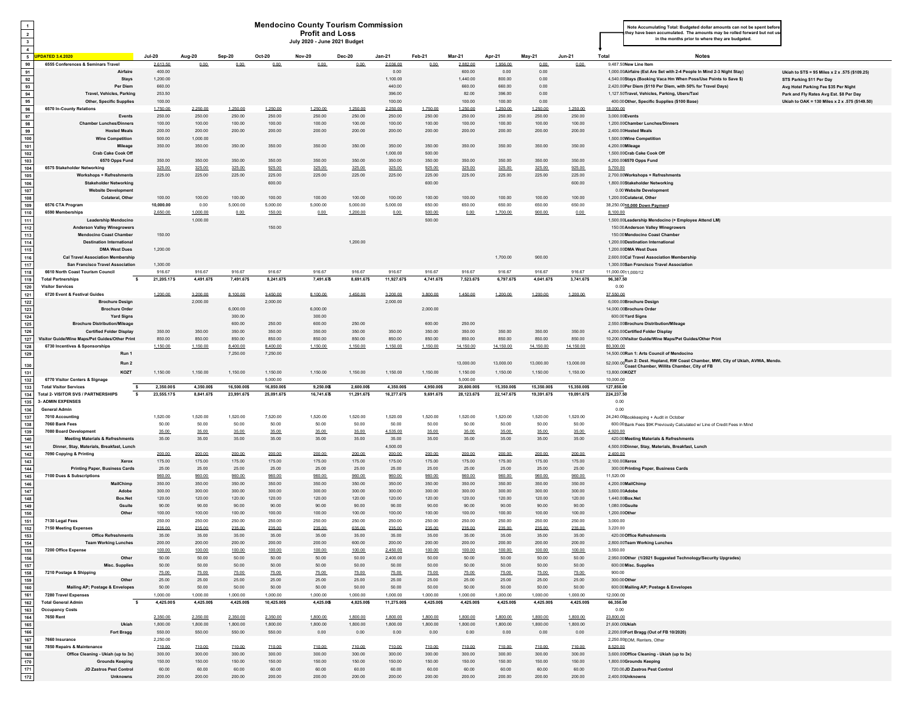# Mendocino County Tourism Commission
## Profit and Loss
### July 2020 - June 2021 Budget

**Note Accumulating Total: Budgeted dollar amounts can not be spent before they have been accumulated. The amounts may be rolled forward but not used in the months prior to where they are budgeted.**

| | UPDATED 3.4.2020 | Jul-20 | Aug-20 | Sep-20 | Oct-20 | Nov-20 | Dec-20 | Jan-21 | Feb-21 | Mar-21 | Apr-21 | May-21 | Jun-21 | Total | Notes | |
|---|---|---|---|---|---|---|---|---|---|---|---|---|---|---|---|---|
| 90 | 6555 Conferences & Seminars Travel | 2,613.50 | 0.00 | 0.00 | 0.00 | 0.00 | 0.00 | 2,036.00 | 0.00 | 2,882.00 | 1,956.00 | 0.00 | 0.00 | 9,487.50 | New Line Item | |
| 91 | Airfaire | 400.00 | | | | | | 0.00 | | 600.00 | 0.00 | 0.00 | | 1,000.00 | Airfaire (Est Are Set with 2-4 People In Mind 2-3 Night Stay) | Ukiah to STS = 95 Miles x 2 x .575 ($109.25) |
| 92 | Stays | 1,200.00 | | | | | | 1,100.00 | | 1,440.00 | 800.00 | 0.00 | | 4,540.00 | Stays (Booking Vaca Hm When Poss/Use Points to Save $) | STS Parking $11 Per Day |
| 93 | Per Diem | 660.00 | | | | | | 440.00 | | 660.00 | 660.00 | 0.00 | | 2,420.00 | Per Diem ($110 Per Diem, with 50% for Travel Days) | Avg Hotel Parking Fee $35 Per Night |
| 94 | Travel, Vehicles, Parking | 253.50 | | | | | | 396.00 | | 82.00 | 396.00 | 0.00 | | 1,127.50 | Travel, Vehicles, Parking, Ubers/Taxi | Park and Fly Rates Avg Est. $8 Per Day |
| 95 | Other, Specific Supplies | 100.00 | | | | | | 100.00 | | 100.00 | 100.00 | 0.00 | | 400.00 | Other, Specific Supplies ($100 Base) | Ukiah to OAK = 130 Miles x 2 x .575 ($149.50) |
| 96 | 6570 In-County Relations | 1,750.00 | 2,250.00 | 1,250.00 | 1,250.00 | 1,250.00 | 1,250.00 | 2,250.00 | 1,750.00 | 1,250.00 | 1,250.00 | 1,250.00 | 1,250.00 | 18,000.00 | | |
| 97 | Events | 250.00 | 250.00 | 250.00 | 250.00 | 250.00 | 250.00 | 250.00 | 250.00 | 250.00 | 250.00 | 250.00 | 250.00 | 3,000.00 | Events | |
| 98 | Chamber Lunches/Dinners | 100.00 | 100.00 | 100.00 | 100.00 | 100.00 | 100.00 | 100.00 | 100.00 | 100.00 | 100.00 | 100.00 | 100.00 | 1,200.00 | Chamber Lunches/Dinners | |
| 99 | Hosted Meals | 200.00 | 200.00 | 200.00 | 200.00 | 200.00 | 200.00 | 200.00 | 200.00 | 200.00 | 200.00 | 200.00 | 200.00 | 2,400.00 | Hosted Meals | |
| 100 | Wine Competition | 500.00 | 1,000.00 | | | | | | | | | | | 1,500.00 | Wine Competition | |
| 101 | Mileage | 350.00 | 350.00 | 350.00 | 350.00 | 350.00 | 350.00 | 350.00 | 350.00 | 350.00 | 350.00 | 350.00 | 350.00 | 4,200.00 | Mileage | |
| 102 | Crab Cake Cook Off | | | | | | | 1,000.00 | 500.00 | | | | | 1,500.00 | Crab Cake Cook Off | |
| 103 | 6570 Opps Fund | 350.00 | 350.00 | 350.00 | 350.00 | 350.00 | 350.00 | 350.00 | 350.00 | 350.00 | 350.00 | 350.00 | 350.00 | 4,200.00 | 6570 Opps Fund | |
| 104 | 6575 Stakeholder Networking | 325.00 | 325.00 | 325.00 | 925.00 | 325.00 | 325.00 | 325.00 | 925.00 | 325.00 | 325.00 | 325.00 | 925.00 | 5,700.00 | | |
| 105 | Workshops + Refreshments | 225.00 | 225.00 | 225.00 | 225.00 | 225.00 | 225.00 | 225.00 | 225.00 | 225.00 | 225.00 | 225.00 | 225.00 | 2,700.00 | Workshops + Refreshments | |
| 106 | Stakeholder Networking | | | | 600.00 | | | | 600.00 | | | | 600.00 | 1,800.00 | Stakeholder Networking | |
| 107 | Website Development | | | | | | | | | | | | | 0.00 | Website Development | |
| 108 | Colateral, Other | 100.00 | 100.00 | 100.00 | 100.00 | 100.00 | 100.00 | 100.00 | 100.00 | 100.00 | 100.00 | 100.00 | 100.00 | 1,200.00 | Colateral, Other | |
| 109 | 6576 CTA Program | 10,000.00 | 0.00 | 5,000.00 | 5,000.00 | 5,000.00 | 5,000.00 | 5,000.00 | 650.00 | 650.00 | 650.00 | 650.00 | 650.00 | 38,250.00 | 10,000 Down Payment | |
| 110 | 6590 Memberships | 2,650.00 | 1,000.00 | 0.00 | 150.00 | 0.00 | 1,200.00 | 0.00 | 500.00 | 0.00 | 1,700.00 | 900.00 | 0.00 | 8,100.00 | | |
| 111 | Leadership Mendocino | | 1,000.00 | | | | | | 500.00 | | | | | 1,500.00 | Leadership Mendocino (+ Employee Attend LM) | |
| 112 | Anderson Valley Winegrowers | | | | 150.00 | | | | | | | | | 150.00 | Anderson Valley Winegrowers | |
| 113 | Mendocino Coast Chamber | 150.00 | | | | | | | | | | | | 150.00 | Mendocino Coast Chamber | |
| 114 | Destination International | | | | | | 1,200.00 | | | | | | | 1,200.00 | Destination International | |
| 115 | DMA West Dues | 1,200.00 | | | | | | | | | | | | 1,200.00 | DMA West Dues | |
| 116 | Cal Travel Association Membership | | | | | | | | | | 1,700.00 | 900.00 | | 2,600.00 | Cal Travel Association Membership | |
| 117 | San Francisco Travel Association | 1,300.00 | | | | | | | | | | | | 1,300.00 | San Francisco Travel Association | |
| 118 | 6610 North Coast Tourism Council | 916.67 | 916.67 | 916.67 | 916.67 | 916.67 | 916.67 | 916.67 | 916.67 | 916.67 | 916.67 | 916.67 | 916.67 | 11,000.00 | 11,000/12 | |
| 119 | Total Partnerships | $ 21,205.17 | $ 4,491.67 | $ 7,491.67 | $ 8,241.67 | $ 7,491.67 | $ 8,691.67 | $ 11,927.67 | $ 4,741.67 | $ 7,523.67 | $ 6,797.67 | $ 4,041.67 | $ 3,741.67 | $ 96,387.50 | | |
| 120 | Visitor Services | | | | | | | | | | | | | 0.00 | | |
| 121 | 6720 Event & Festival Guides | 1,200.00 | 3,200.00 | 8,100.00 | 3,450.00 | 8,100.00 | 1,450.00 | 3,200.00 | 3,800.00 | 1,450.00 | 1,200.00 | 1,200.00 | 1,200.00 | 37,550.00 | | |
| 122 | Brochure Design | | 2,000.00 | | 2,000.00 | | | 2,000.00 | | | | | | 6,000.00 | Brochure Design | |
| 123 | Brochure Order | | | 6,000.00 | | 6,000.00 | | | 2,000.00 | | | | | 14,000.00 | Brochure Order | |
| 124 | Yard Signs | | | 300.00 | | 300.00 | | | | | | | | 600.00 | Yard Signs | |
| 125 | Brochure Distribution/Mileage | | | 600.00 | 250.00 | 600.00 | 250.00 | | 600.00 | 250.00 | | | | 2,550.00 | Brochure Distribution/Mileage | |
| 126 | Certified Folder Display | 350.00 | 350.00 | 350.00 | 350.00 | 350.00 | 350.00 | 350.00 | 350.00 | 350.00 | 350.00 | 350.00 | 350.00 | 4,200.00 | Certified Folder Display | |
| 127 | Visitor Guide/Wine Maps/Pet Guides/Other Print | 850.00 | 850.00 | 850.00 | 850.00 | 850.00 | 850.00 | 850.00 | 850.00 | 850.00 | 850.00 | 850.00 | 850.00 | 10,200.00 | Visitor Guide/Wine Maps/Pet Guides/Other Print | |
| 128 | 6730 Incentives & Sponsorships | 1,150.00 | 1,150.00 | 8,400.00 | 8,400.00 | 1,150.00 | 1,150.00 | 1,150.00 | 1,150.00 | 14,150.00 | 14,150.00 | 14,150.00 | 14,150.00 | 80,300.00 | | |
| 129 | Run 1 | | | 7,250.00 | 7,250.00 | | | | | | | | | 14,500.00 | Run 1: Arts Council of Mendocino | |
| 130 | Run 2 | | | | | | | | | 13,000.00 | 13,000.00 | 13,000.00 | 13,000.00 | 52,000.00 | Run 2: Dest. Hopland, RW Coast Chamber, MWI, City of Ukiah, AVWA, Mendo. Coast Chamber, Willits Chamber, City of FB | |
| 131 | KOZT | 1,150.00 | 1,150.00 | 1,150.00 | 1,150.00 | 1,150.00 | 1,150.00 | 1,150.00 | 1,150.00 | 1,150.00 | 1,150.00 | 1,150.00 | 1,150.00 | 13,800.00 | KOZT | |
| 132 | 6770 Visitor Centers & Signage | | | | 5,000.00 | | | | | 5,000.00 | | | | 10,000.00 | | |
| 133 | Total Visitor Services | $ 2,350.00 | $ 4,350.00 | $ 16,500.00 | $ 16,850.00 | $ 9,250.00 | $ 2,600.00 | $ 4,350.00 | $ 4,950.00 | $ 20,600.00 | $ 15,350.00 | $ 15,350.00 | $ 15,350.00 | $ 127,850.00 | | |
| 134 | Total 2- VISITOR SVS / PARTNERSHIPS | $ 23,555.17 | $ 8,841.67 | $ 23,991.67 | $ 25,091.67 | $ 16,741.67 | $ 11,291.67 | $ 16,277.67 | $ 9,691.67 | $ 28,123.67 | $ 22,147.67 | $ 19,391.67 | $ 19,091.67 | $ 224,237.50 | | |
| 135 | 3- ADMIN EXPENSES | | | | | | | | | | | | | 0.00 | | |
| 136 | General Admin | | | | | | | | | | | | | 0.00 | | |
| 137 | 7010 Accounting | 1,520.00 | 1,520.00 | 1,520.00 | 7,520.00 | 1,520.00 | 1,520.00 | 1,520.00 | 1,520.00 | 1,520.00 | 1,520.00 | 1,520.00 | 1,520.00 | 24,240.00 | Bookkeeping + Audit in October | |
| 138 | 7060 Bank Fees | 50.00 | 50.00 | 50.00 | 50.00 | 50.00 | 50.00 | 50.00 | 50.00 | 50.00 | 50.00 | 50.00 | 50.00 | 600.00 | Bank Fees $9K Previously Calculated w/ Line of Credit Fees in Mind | |
| 139 | 7080 Board Development | 35.00 | 35.00 | 35.00 | 35.00 | 35.00 | 35.00 | 4,535.00 | 35.00 | 35.00 | 35.00 | 35.00 | 35.00 | 4,920.00 | | |
| 140 | Meeting Materials & Refreshments | 35.00 | 35.00 | 35.00 | 35.00 | 35.00 | 35.00 | 35.00 | 35.00 | 35.00 | 35.00 | 35.00 | 35.00 | 420.00 | Meeting Materials & Refreshments | |
| 141 | Dinner, Stay, Materials, Breakfast, Lunch | | | | | | | 4,500.00 | | | | | | 4,500.00 | Dinner, Stay, Materials, Breakfast, Lunch | |
| 142 | 7090 Copying & Printing | 200.00 | 200.00 | 200.00 | 200.00 | 200.00 | 200.00 | 200.00 | 200.00 | 200.00 | 200.00 | 200.00 | 200.00 | 2,400.00 | | |
| 143 | Xerox | 175.00 | 175.00 | 175.00 | 175.00 | 175.00 | 175.00 | 175.00 | 175.00 | 175.00 | 175.00 | 175.00 | 175.00 | 2,100.00 | Xerox | |
| 144 | Printing Paper, Business Cards | 25.00 | 25.00 | 25.00 | 25.00 | 25.00 | 25.00 | 25.00 | 25.00 | 25.00 | 25.00 | 25.00 | 25.00 | 300.00 | Printing Paper, Business Cards | |
| 145 | 7100 Dues & Subscriptions | 960.00 | 960.00 | 960.00 | 960.00 | 960.00 | 960.00 | 960.00 | 960.00 | 960.00 | 960.00 | 960.00 | 960.00 | 11,520.00 | | |
| 146 | MailChimp | 350.00 | 350.00 | 350.00 | 350.00 | 350.00 | 350.00 | 350.00 | 350.00 | 350.00 | 350.00 | 350.00 | 350.00 | 4,200.00 | MailChimp | |
| 147 | Adobe | 300.00 | 300.00 | 300.00 | 300.00 | 300.00 | 300.00 | 300.00 | 300.00 | 300.00 | 300.00 | 300.00 | 300.00 | 3,600.00 | Adobe | |
| 148 | Box.Net | 120.00 | 120.00 | 120.00 | 120.00 | 120.00 | 120.00 | 120.00 | 120.00 | 120.00 | 120.00 | 120.00 | 120.00 | 1,440.00 | Box.Net | |
| 149 | Gsuite | 90.00 | 90.00 | 90.00 | 90.00 | 90.00 | 90.00 | 90.00 | 90.00 | 90.00 | 90.00 | 90.00 | 90.00 | 1,080.00 | Gsuite | |
| 150 | Other | 100.00 | 100.00 | 100.00 | 100.00 | 100.00 | 100.00 | 100.00 | 100.00 | 100.00 | 100.00 | 100.00 | 100.00 | 1,200.00 | Other | |
| 151 | 7130 Legal Fees | 250.00 | 250.00 | 250.00 | 250.00 | 250.00 | 250.00 | 250.00 | 250.00 | 250.00 | 250.00 | 250.00 | 250.00 | 3,000.00 | | |
| 152 | 7150 Meeting Expenses | 235.00 | 235.00 | 235.00 | 235.00 | 235.00 | 635.00 | 235.00 | 235.00 | 235.00 | 235.00 | 235.00 | 235.00 | 3,220.00 | | |
| 153 | Office Refreshments | 35.00 | 35.00 | 35.00 | 35.00 | 35.00 | 35.00 | 35.00 | 35.00 | 35.00 | 35.00 | 35.00 | 35.00 | 420.00 | Office Refreshments | |
| 154 | Team Working Lunches | 200.00 | 200.00 | 200.00 | 200.00 | 200.00 | 600.00 | 200.00 | 200.00 | 200.00 | 200.00 | 200.00 | 200.00 | 2,800.00 | Team Working Lunches | |
| 155 | 7200 Office Expense | 100.00 | 100.00 | 100.00 | 100.00 | 100.00 | 100.00 | 2,450.00 | 100.00 | 100.00 | 100.00 | 100.00 | 100.00 | 3,550.00 | | |
| 156 | Other | 50.00 | 50.00 | 50.00 | 50.00 | 50.00 | 50.00 | 2,400.00 | 50.00 | 50.00 | 50.00 | 50.00 | 50.00 | 2,950.00 | Other (1/2021 Suggested Technology/Security Upgrades) | |
| 157 | Misc. Supplies | 50.00 | 50.00 | 50.00 | 50.00 | 50.00 | 50.00 | 50.00 | 50.00 | 50.00 | 50.00 | 50.00 | 50.00 | 600.00 | Misc. Supplies | |
| 158 | 7210 Postage & Shipping | 75.00 | 75.00 | 75.00 | 75.00 | 75.00 | 75.00 | 75.00 | 75.00 | 75.00 | 75.00 | 75.00 | 75.00 | 900.00 | | |
| 159 | Other | 25.00 | 25.00 | 25.00 | 25.00 | 25.00 | 25.00 | 25.00 | 25.00 | 25.00 | 25.00 | 25.00 | 25.00 | 300.00 | Other | |
| 160 | Mailing AP; Postage & Envelopes | 50.00 | 50.00 | 50.00 | 50.00 | 50.00 | 50.00 | 50.00 | 50.00 | 50.00 | 50.00 | 50.00 | 50.00 | 600.00 | Mailing AP; Postage & Envelopes | |
| 161 | 7280 Travel Expenses | 1,000.00 | 1,000.00 | 1,000.00 | 1,000.00 | 1,000.00 | 1,000.00 | 1,000.00 | 1,000.00 | 1,000.00 | 1,000.00 | 1,000.00 | 1,000.00 | 12,000.00 | | |
| 162 | Total General Admin | $ 4,425.00 | $ 4,425.00 | $ 4,425.00 | $ 10,425.00 | $ 4,425.00 | $ 4,825.00 | $ 11,275.00 | $ 4,425.00 | $ 4,425.00 | $ 4,425.00 | $ 4,425.00 | $ 4,425.00 | $ 66,350.00 | | |
| 163 | Occupancy Costs | | | | | | | | | | | | | 0.00 | | |
| 164 | 7650 Rent | 2,350.00 | 2,350.00 | 2,350.00 | 2,350.00 | 1,800.00 | 1,800.00 | 1,800.00 | 1,800.00 | 1,800.00 | 1,800.00 | 1,800.00 | 1,800.00 | 23,800.00 | | |
| 165 | Ukiah | 1,800.00 | 1,800.00 | 1,800.00 | 1,800.00 | 1,800.00 | 1,800.00 | 1,800.00 | 1,800.00 | 1,800.00 | 1,800.00 | 1,800.00 | 1,800.00 | 21,600.00 | Ukiah | |
| 166 | Fort Bragg | 550.00 | 550.00 | 550.00 | 550.00 | 0.00 | 0.00 | 0.00 | 0.00 | 0.00 | 0.00 | 0.00 | 0.00 | 2,200.00 | Fort Bragg (Out of FB 10/2020) | |
| 167 | 7660 Insurance | 2,250.00 | | | | | | | | | | | | 2,250.00 | EOM, Renters, Other | |
| 168 | 7850 Repairs & Maintenance | 710.00 | 710.00 | 710.00 | 710.00 | 710.00 | 710.00 | 710.00 | 710.00 | 710.00 | 710.00 | 710.00 | 710.00 | 8,520.00 | | |
| 169 | Office Cleaning - Ukiah (up to 3x) | 300.00 | 300.00 | 300.00 | 300.00 | 300.00 | 300.00 | 300.00 | 300.00 | 300.00 | 300.00 | 300.00 | 300.00 | 3,600.00 | Office Cleaning - Ukiah (up to 3x) | |
| 170 | Grounds Keeping | 150.00 | 150.00 | 150.00 | 150.00 | 150.00 | 150.00 | 150.00 | 150.00 | 150.00 | 150.00 | 150.00 | 150.00 | 1,800.00 | Grounds Keeping | |
| 171 | JD Zastros Pest Control | 60.00 | 60.00 | 60.00 | 60.00 | 60.00 | 60.00 | 60.00 | 60.00 | 60.00 | 60.00 | 60.00 | 60.00 | 720.00 | JD Zastros Pest Control | |
| 172 | Unknowns | 200.00 | 200.00 | 200.00 | 200.00 | 200.00 | 200.00 | 200.00 | 200.00 | 200.00 | 200.00 | 200.00 | 200.00 | 2,400.00 | Unknowns | |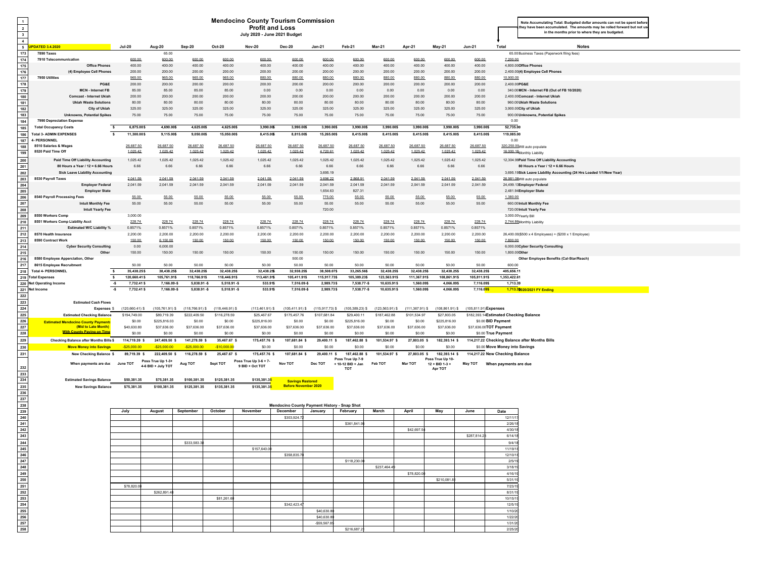# Mendocino County Tourism Commission

## Profit and Loss

### July 2020 - June 2021 Budget

Note Accumulating Total: Budgeted dollar amounts can not be spent before they have been accumulated. The amounts may be rolled forward but not used in the months prior to where they are budgeted.

| # | UPDATED 3.4.2020 | Jul-20 | Aug-20 | Sep-20 | Oct-20 | Nov-20 | Dec-20 | Jan-21 | Feb-21 | Mar-21 | Apr-21 | May-21 | Jun-21 | Total | Notes |
|---|---|---|---|---|---|---|---|---|---|---|---|---|---|---|---|
| 173 | 7890 Taxes | | 65.00 | | | | | | | | | | | 65.00 | Business Taxes (Paperwork filing fees) |
| 174 | 7910 Telecommunication | 600.00 | 600.00 | 600.00 | 600.00 | 600.00 | 600.00 | 600.00 | 600.00 | 600.00 | 600.00 | 600.00 | 600.00 | 7,200.00 | |
| 175 | Office Phones | 400.00 | 400.00 | 400.00 | 400.00 | 400.00 | 400.00 | 400.00 | 400.00 | 400.00 | 400.00 | 400.00 | 400.00 | 4,800.00 | Office Phones |
| 176 | (4) Employee Cell Phones | 200.00 | 200.00 | 200.00 | 200.00 | 200.00 | 200.00 | 200.00 | 200.00 | 200.00 | 200.00 | 200.00 | 200.00 | 2,400.00 | (4) Employee Cell Phones |
| 177 | 7950 Utilities | 965.00 | 965.00 | 965.00 | 965.00 | 880.00 | 880.00 | 880.00 | 880.00 | 880.00 | 880.00 | 880.00 | 880.00 | 10,900.00 | |
| 178 | PG&E | 200.00 | 200.00 | 200.00 | 200.00 | 200.00 | 200.00 | 200.00 | 200.00 | 200.00 | 200.00 | 200.00 | 200.00 | 2,400.00 | PG&E |
| 179 | MCN - Internet FB | 85.00 | 85.00 | 85.00 | 85.00 | 0.00 | 0.00 | 0.00 | 0.00 | 0.00 | 0.00 | 0.00 | 0.00 | 340.00 | MCN - Internet FB (Out of FB 10/2020) |
| 180 | Comcast - Internet Ukiah | 200.00 | 200.00 | 200.00 | 200.00 | 200.00 | 200.00 | 200.00 | 200.00 | 200.00 | 200.00 | 200.00 | 200.00 | 2,400.00 | Comcast - Internet Ukiah |
| 181 | Ukiah Waste Solutions | 80.00 | 80.00 | 80.00 | 80.00 | 80.00 | 80.00 | 80.00 | 80.00 | 80.00 | 80.00 | 80.00 | 80.00 | 960.00 | Ukiah Waste Solutions |
| 182 | City of Ukiah | 325.00 | 325.00 | 325.00 | 325.00 | 325.00 | 325.00 | 325.00 | 325.00 | 325.00 | 325.00 | 325.00 | 325.00 | 3,900.00 | City of Ukiah |
| 183 | Unknowns, Potential Spikes | 75.00 | 75.00 | 75.00 | 75.00 | 75.00 | 75.00 | 75.00 | 75.00 | 75.00 | 75.00 | 75.00 | 75.00 | 900.00 | Unknowns, Potential Spikes |
| 184 | 7990 Depreciation Expense | | | | | | | | | | | | | 0.00 | |
| 185 | Total Occupancy Costs | $ 6,875.00 | $ 4,690.00 | $ 4,625.00 | $ 4,625.00 | $ 3,990.00 | $ 3,990.00 | $ 3,990.00 | $ 3,990.00 | $ 3,990.00 | $ 3,990.00 | $ 3,990.00 | $ 3,990.00 | 52,735.00 | |
| 186 | Total 3- ADMIN EXPENSES | $ 11,300.00 | $ 9,115.00 | $ 9,050.00 | $ 15,050.00 | $ 8,415.00 | $ 8,815.00 | $ 15,265.00 | $ 8,415.00 | $ 8,415.00 | $ 8,415.00 | $ 8,415.00 | $ 8,415.00 | 119,085.00 | |
| 187 | 4- PERSONNEL | | | | | | | | | | | | | 0.00 | |
| 188 | 8510 Salaries & Wages | 26,687.50 | 26,687.50 | 26,687.50 | 26,687.50 | 26,687.50 | 26,687.50 | 26,687.50 | 26,687.50 | 26,687.50 | 26,687.50 | 26,687.50 | 26,687.50 | 320,250.00 | Will auto populate |
| 199 | 8520 Paid Time Off | 1,025.42 | 1,025.42 | 1,025.42 | 1,025.42 | 1,025.42 | 1,025.42 | 4,720.61 | 1,025.42 | 1,025.42 | 1,025.42 | 1,025.42 | 1,025.42 | 16,000.18 | Monthly Liability |
| 200 | Paid Time Off Liability Accounting | 1,025.42 | 1,025.42 | 1,025.42 | 1,025.42 | 1,025.42 | 1,025.42 | 1,025.42 | 1,025.42 | 1,025.42 | 1,025.42 | 1,025.42 | 1,025.42 | 12,304.99 | Paid Time Off Liability Accounting |
| 201 | 80 Hours a Year / 12 = 6.66 Hours | 6.66 | 6.66 | 6.66 | 6.66 | 6.66 | 6.66 | 6.66 | 6.66 | 6.66 | 6.66 | 6.66 | 6.66 | | 80 Hours a Year / 12 = 6.66 Hours |
| 202 | Sick Leave Liability Accounting | | | | | | | 3,695.19 | | | | | | 3,695.19 | Sick Leave Liability Accounting (24 Hrs Loaded 1/1/New Year) |
| 203 | 8530 Payroll Taxes | 2,041.59 | 2,041.59 | 2,041.59 | 2,041.59 | 2,041.59 | 2,041.59 | 3,696.22 | 2,868.91 | 2,041.59 | 2,041.59 | 2,041.59 | 2,041.59 | 26,981.06 | Will auto populate |
| 204 | Employer Federal | 2,041.59 | 2,041.59 | 2,041.59 | 2,041.59 | 2,041.59 | 2,041.59 | 2,041.59 | 2,041.59 | 2,041.59 | 2,041.59 | 2,041.59 | 2,041.59 | 24,499.13 | Employer Federal |
| 205 | Employer State | | | | | | | 1,654.63 | 827.31 | | | | | 2,481.94 | Employer State |
| 206 | 8540 Payroll Processing Fees | 55.00 | 55.00 | 55.00 | 55.00 | 55.00 | 55.00 | 775.00 | 55.00 | 55.00 | 55.00 | 55.00 | 55.00 | 1,380.00 | |
| 207 | Intuit Monthly Fee | 55.00 | 55.00 | 55.00 | 55.00 | 55.00 | 55.00 | 55.00 | 55.00 | 55.00 | 55.00 | 55.00 | 55.00 | 660.00 | Intuit Monthly Fee |
| 208 | Intuit Yearly Fee | | | | | | | 720.00 | | | | | | 720.00 | Intuit Yearly Fee |
| 209 | 8550 Workers Comp | 3,000.00 | | | | | | | | | | | | 3,000.00 | Yearly Bill |
| 210 | 8551 Workers Comp Liability Acct | 228.74 | 228.74 | 228.74 | 228.74 | 228.74 | 228.74 | 228.74 | 228.74 | 228.74 | 228.74 | 228.74 | 228.74 | 2,744.86 | Monthly Liability |
| 211 | Estimated W/C Liability % | 0.8571% | 0.8571% | 0.8571% | 0.8571% | 0.8571% | 0.8571% | 0.8571% | 0.8571% | 0.8571% | 0.8571% | 0.8571% | 0.8571% | | |
| 212 | 8570 Health Insurance | 2,200.00 | 2,200.00 | 2,200.00 | 2,200.00 | 2,200.00 | 2,200.00 | 2,200.00 | 2,200.00 | 2,200.00 | 2,200.00 | 2,200.00 | 2,200.00 | 26,400.00 | ($500 x 4 Employees) + ($200 x 1 Employee) |
| 213 | 8590 Contract Work | 150.00 | 6,150.00 | 150.00 | 150.00 | 150.00 | 150.00 | 150.00 | 150.00 | 150.00 | 150.00 | 150.00 | 150.00 | 7,800.00 | |
| 214 | Cyber Security Consulting | 0.00 | 6,000.00 | | | | | | | | | | | 6,000.00 | Cyber Security Consulting |
| 215 | Other | 150.00 | 150.00 | 150.00 | 150.00 | 150.00 | 150.00 | 150.00 | 150.00 | 150.00 | 150.00 | 150.00 | 150.00 | 1,800.00 | Other |
| 216 | 8580 Employee Apperciation, Other | | | | | | 500.00 | | | | | | | | Other Employee Benefits (Cal-Star/Reach) |
| 217 | 8615 Employee Recruitment | 50.00 | 50.00 | 50.00 | 50.00 | 50.00 | 50.00 | 50.00 | 50.00 | 50.00 | 50.00 | 50.00 | 50.00 | 600.00 | |
| 218 | Total 4- PERSONNEL | $ 35,438.25 | $ 38,438.25 | $ 32,438.25 | $ 32,438.25 | $ 32,438.25 | $ 32,938.25 | $ 38,508.07 | $ 33,265.56 | $ 32,438.25 | $ 32,438.25 | $ 32,438.25 | $ 32,438.25 | 405,656.11 | |
| 219 | Total Expenses | $ 120,660.41 | $ 105,761.91 | $ 118,766.91 | $ 118,446.91 | $ 113,461.91 | $ 105,411.91 | $ 115,917.73 | $ 105,389.23 | $ 123,563.91 | $ 111,367.91 | $ 108,861.91 | $ 105,811.91 | 1,353,422.61 | |
| 220 | Net Operating Income | -$ 7,732.41 | $ 7,166.09 | -$ 5,838.91 | -$ 5,518.91 | -$ 533.91 | $ 7,516.09 | -$ 2,989.73 | $ 7,538.77 | -$ 10,635.91 | $ 1,560.09 | $ 4,066.09 | $ 7,116.09 | 1,713.39 | |
| 221 | Net Income | -$ 7,732.41 | $ 7,166.09 | -$ 5,838.91 | -$ 5,518.91 | -$ 533.91 | $ 7,516.09 | -$ 2,989.73 | $ 7,538.77 | -$ 10,635.91 | $ 1,560.09 | $ 4,066.09 | $ 7,116.09 | $ 1,713.39 | 2020/2021 FY Ending |

| # | Estimated Cash Flows | Jul-20 | Aug-20 | Sep-20 | Oct-20 | Nov-20 | Dec-20 | Jan-21 | Feb-21 | Mar-21 | Apr-21 | May-21 | Jun-21 | |
|---|---|---|---|---|---|---|---|---|---|---|---|---|---|---|
| 224 | Expenses | $ (120,660.41) | $ (105,761.91) | $ (118,766.91) | $ (118,446.91) | $ (113,461.91) | $ (105,411.91) | $ (115,917.73) | $ (105,389.23) | $ (123,563.91) | $ (111,367.91) | $ (108,861.91) | $ (105,811.91) | Expenses |
| 225 | Estimated Checking Balance | $194,749.00 | $89,719.39 | $222,409.50 | $116,278.59 | $25,467.67 | $175,457.76 | $107,681.84 | $29,400.11 | $187,462.88 | $101,534.97 | $27,803.05 | $182,393.14 | Estimated Checking Balance |
| 226 | Estimated Mendocino County Payments | $0.00 | $225,816.03 | $0.00 | $0.00 | $225,816.00 | $0.00 | $0.00 | $225,816.00 | $0.00 | $0.00 | $225,816.00 | $0.00 | BID Payment |
| 227 | (Mid to Late Month) | $40,630.80 | $37,636.00 | $37,636.00 | $37,636.00 | $37,636.00 | $37,636.00 | $37,636.00 | $37,636.00 | $37,636.00 | $37,636.00 | $37,636.00 | $37,636.00 | TOT Payment |
| 228 | With County Paying on Time | $0.00 | $0.00 | $0.00 | $0.00 | $0.00 | $0.00 | $0.00 | $0.00 | $0.00 | $0.00 | $0.00 | $0.00 | True Payment |
| 229 | Checking Balance after Months Bills | $ 114,719.39 | $ 247,409.50 | $ 141,278.59 | $ 35,467.67 | $ 175,457.76 | $ 107,681.84 | $ 29,400.11 | $ 187,462.88 | $ 101,534.97 | $ 27,803.05 | $ 182,393.14 | $ 114,217.22 | Checking Balance after Months Bills |
| 230 | Move Money into Savings | -$25,000.00 | -$25,000.00 | -$25,000.00 | -$10,000.00 | $0.00 | $0.00 | $0.00 | $0.00 | $0.00 | $0.00 | $0.00 | $0.00 | Move Money into Savings |
| 231 | New Checking Balance | $ 89,719.39 | $ 222,409.50 | $ 116,278.59 | $ 25,467.67 | $ 175,457.76 | $ 107,681.84 | $ 29,400.11 | $ 187,462.88 | $ 101,534.97 | $ 27,803.05 | $ 182,393.14 | $ 114,217.22 | New Checking Balance |
| 232 | When payments are due | June TOT | Poss True Up 1-3+ 4-6 BID + July TOT | Aug TOT | Sept TOT | Poss True Up 3-6 + 7-9 BID + Oct TOT | Nov TOT | Dec TOT | Poss True Up 7-9 + 10-12 BID + Jan TOT | Feb TOT | Mar TOT | Poss True Up 10-12 + BID 1-3 + Apr TOT | May TOT | When payments are due |
| 234 | Estimated Savings Balance | $50,381.35 | $75,381.35 | $100,381.35 | $125,381.35 | $135,381.35 | Savings Restored Before November 2020 | | | | | | | |
| 235 | New Savings Balance | $75,381.35 | $100,381.35 | $125,381.35 | $135,381.35 | $135,381.35 | | | | | | | | |

### Mendocino County Payment History - Snap Shot

| July | August | September | October | November | December | January | February | March | April | May | June | Date |
|---|---|---|---|---|---|---|---|---|---|---|---|---|
| | | | | | $303,924.72 | | | | | | | 12/11/17 |
| | | | | | | | $361,841.96 | | | | | 2/26/18 |
| | | | | | | | | | $42,697.54 | | | 4/30/18 |
| | | | | | | | | | | | $287,814.23 | 6/14/18 |
| | | $333,583.38 | | | | | | | | | | 9/4/18 |
| | | | | $157,640.00 | | | | | | | | 11/19/18 |
| | | | | | $358,835.78 | | | | | | | 12/10/18 |
| | | | | | | | $118,230.00 | | | | | 2/5/19 |
| | | | | | | | | $237,464.49 | | | | 3/18/19 |
| | | | | | | | | | $78,820.00 | | | 4/16/19 |
| | | | | | | | | | | $210,081.81 | | 5/31/19 |
| $78,820.00 | | | | | | | | | | | | 7/23/19 |
| | $262,891.48 | | | | | | | | | | | 8/31/19 |
| | | | $81,261.60 | | | | | | | | | 10/15/19 |
| | | | | | $342,423.47 | | | | | | | 12/5/19 |
| | | | | | | $40,630.80 | | | | | | 1/10/20 |
| | | | | | | $40,630.80 | | | | | | 1/22/20 |
| | | | | | | -$59,567.85 | | | | | | 1/31/20 |
| | | | | | | | $216,687.21 | | | | | 2/25/20 |